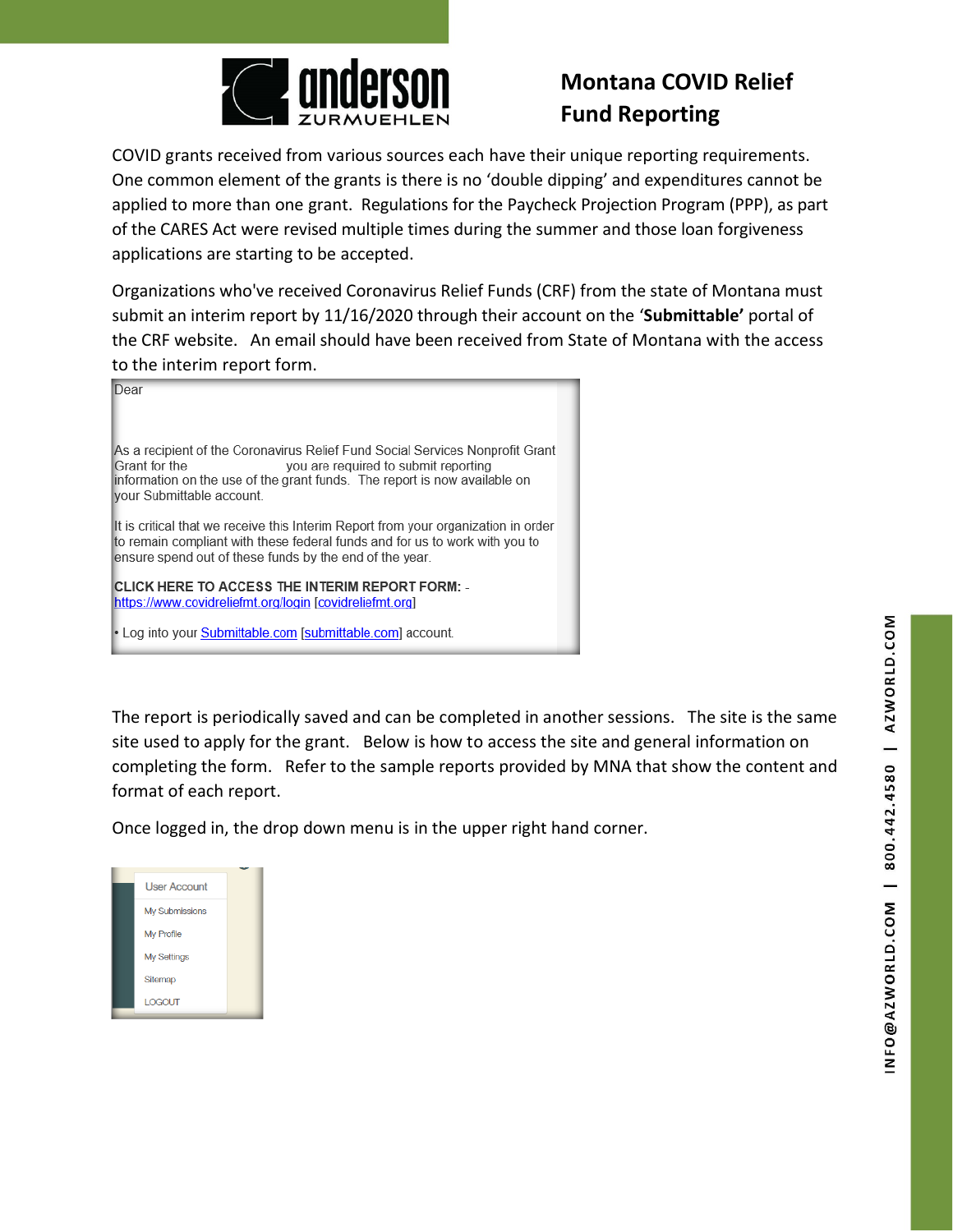# Montana COVID Relief Fund Reporting

COVID grants received from various sources each have their unique reporting requirements. One common element of the grants is there is no 'double dipping' and expenditures cannot be applied to more than one grant. Regulations for the Paycheck Projection Program (PPP), as part of the CARES Act were revised multiple times during the summer and those loan forgiveness applications are starting to be accepted.

Organizations who've received Coronavirus Relief Funds (CRF) from the state of Montana must submit an interim report by 11/16/2020 through their account on the '**Submittable'** portal of the CRF website. An email should have been received from State of Montana with the access to the interim report form.

> Dear
>
> As a recipient of the Coronavirus Relief Fund Social Services Nonprofit Grant Grant for the you are required to submit reporting information on the use of the grant funds. The report is now available on your Submittable account.
>
> It is critical that we receive this Interim Report from your organization in order to remain compliant with these federal funds and for us to work with you to ensure spend out of these funds by the end of the year.
>
> **CLICK HERE TO ACCESS THE INTERIM REPORT FORM:** - https://www.covidreliefmt.org/login [covidreliefmt.org]
>
> • Log into your Submittable.com [submittable.com] account.

The report is periodically saved and can be completed in another sessions. The site is the same site used to apply for the grant. Below is how to access the site and general information on completing the form. Refer to the sample reports provided by MNA that show the content and format of each report.

Once logged in, the drop down menu is in the upper right hand corner.

- User Account
- My Submissions
- My Profile
- My Settings
- Sitemap
- LOGOUT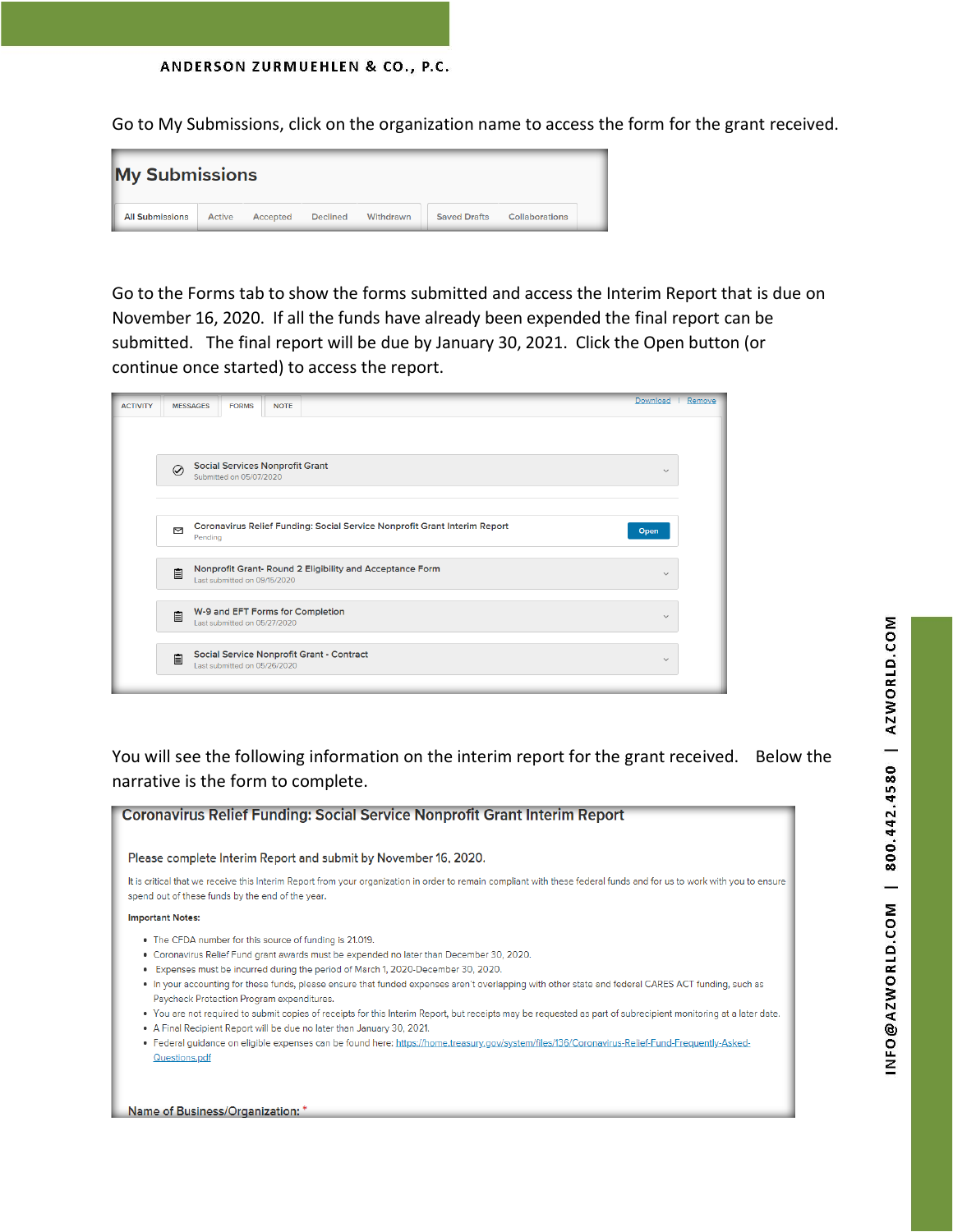Go to My Submissions, click on the organization name to access the form for the grant received.

**My Submissions**

All Submissions | Active | Accepted | Declined | Withdrawn | Saved Drafts | Collaborations

Go to the Forms tab to show the forms submitted and access the Interim Report that is due on November 16, 2020. If all the funds have already been expended the final report can be submitted. The final report will be due by January 30, 2021. Click the Open button (or continue once started) to access the report.

ACTIVITY | MESSAGES | FORMS | NOTE

Download | Remove

- Social Services Nonprofit Grant
  Submitted on 05/07/2020
- Coronavirus Relief Funding: Social Service Nonprofit Grant Interim Report — Open
  Pending
- Nonprofit Grant- Round 2 Eligibility and Acceptance Form
  Last submitted on 09/15/2020
- W-9 and EFT Forms for Completion
  Last submitted on 05/27/2020
- Social Service Nonprofit Grant - Contract
  Last submitted on 05/26/2020

You will see the following information on the interim report for the grant received. Below the narrative is the form to complete.

## Coronavirus Relief Funding: Social Service Nonprofit Grant Interim Report

Please complete Interim Report and submit by November 16, 2020.

It is critical that we receive this Interim Report from your organization in order to remain compliant with these federal funds and for us to work with you to ensure spend out of these funds by the end of the year.

**Important Notes:**

- The CFDA number for this source of funding is 21.019.
- Coronavirus Relief Fund grant awards must be expended no later than December 30, 2020.
- Expenses must be incurred during the period of March 1, 2020-December 30, 2020.
- In your accounting for these funds, please ensure that funded expenses aren't overlapping with other state and federal CARES ACT funding, such as Paycheck Protection Program expenditures.
- You are not required to submit copies of receipts for this Interim Report, but receipts may be requested as part of subrecipient monitoring at a later date.
- A Final Recipient Report will be due no later than January 30, 2021.
- Federal guidance on eligible expenses can be found here: https://home.treasury.gov/system/files/136/Coronavirus-Relief-Fund-Frequently-Asked-Questions.pdf

Name of Business/Organization: *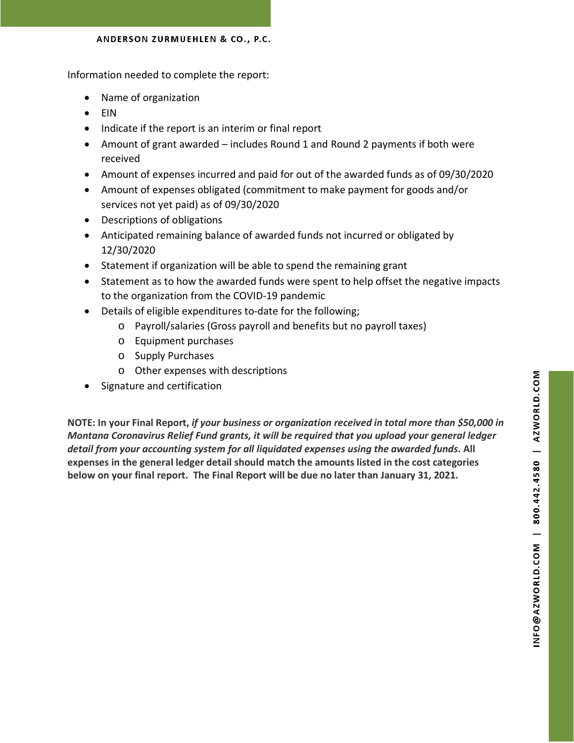Information needed to complete the report:

- Name of organization
- EIN
- Indicate if the report is an interim or final report
- Amount of grant awarded – includes Round 1 and Round 2 payments if both were received
- Amount of expenses incurred and paid for out of the awarded funds as of 09/30/2020
- Amount of expenses obligated (commitment to make payment for goods and/or services not yet paid) as of 09/30/2020
- Descriptions of obligations
- Anticipated remaining balance of awarded funds not incurred or obligated by 12/30/2020
- Statement if organization will be able to spend the remaining grant
- Statement as to how the awarded funds were spent to help offset the negative impacts to the organization from the COVID-19 pandemic
- Details of eligible expenditures to-date for the following;
  - Payroll/salaries (Gross payroll and benefits but no payroll taxes)
  - Equipment purchases
  - Supply Purchases
  - Other expenses with descriptions
- Signature and certification

**NOTE: In your Final Report, *if your business or organization received in total more than $50,000 in Montana Coronavirus Relief Fund grants, it will be required that you upload your general ledger detail from your accounting system for all liquidated expenses using the awarded funds*. All expenses in the general ledger detail should match the amounts listed in the cost categories below on your final report. The Final Report will be due no later than January 31, 2021.**